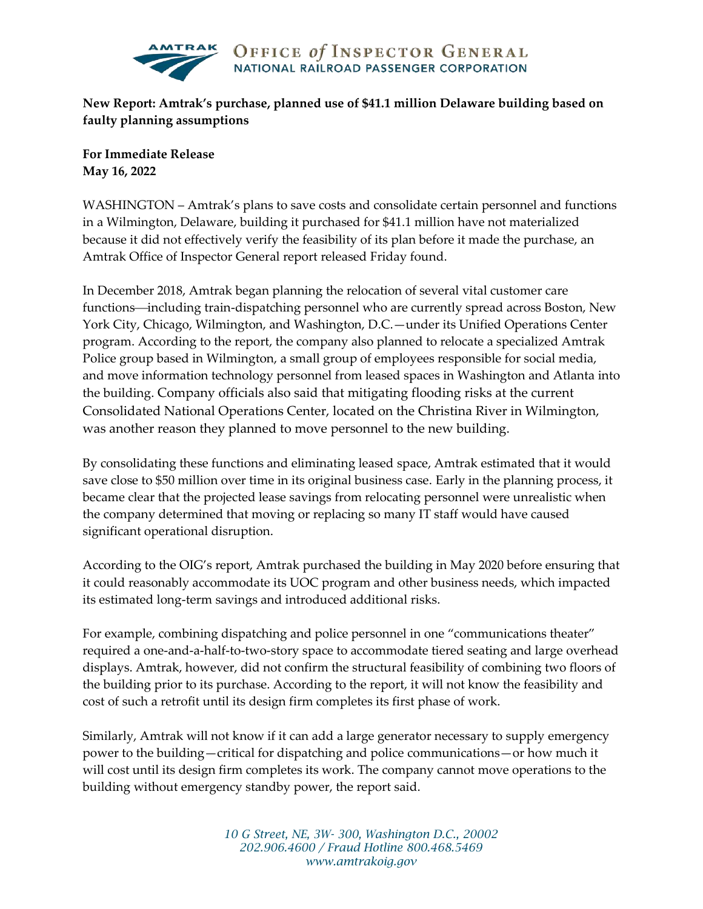**AMTRAK OFFICE of INSPECTOR GENERAL**
**NATIONAL RAILROAD PASSENGER CORPORATION**

**New Report: Amtrak's purchase, planned use of $41.1 million Delaware building based on faulty planning assumptions**

**For Immediate Release**
**May 16, 2022**

WASHINGTON – Amtrak's plans to save costs and consolidate certain personnel and functions in a Wilmington, Delaware, building it purchased for $41.1 million have not materialized because it did not effectively verify the feasibility of its plan before it made the purchase, an Amtrak Office of Inspector General report released Friday found.

In December 2018, Amtrak began planning the relocation of several vital customer care functions—including train-dispatching personnel who are currently spread across Boston, New York City, Chicago, Wilmington, and Washington, D.C.—under its Unified Operations Center program. According to the report, the company also planned to relocate a specialized Amtrak Police group based in Wilmington, a small group of employees responsible for social media, and move information technology personnel from leased spaces in Washington and Atlanta into the building. Company officials also said that mitigating flooding risks at the current Consolidated National Operations Center, located on the Christina River in Wilmington, was another reason they planned to move personnel to the new building.

By consolidating these functions and eliminating leased space, Amtrak estimated that it would save close to $50 million over time in its original business case. Early in the planning process, it became clear that the projected lease savings from relocating personnel were unrealistic when the company determined that moving or replacing so many IT staff would have caused significant operational disruption.

According to the OIG's report, Amtrak purchased the building in May 2020 before ensuring that it could reasonably accommodate its UOC program and other business needs, which impacted its estimated long-term savings and introduced additional risks.

For example, combining dispatching and police personnel in one "communications theater" required a one-and-a-half-to-two-story space to accommodate tiered seating and large overhead displays. Amtrak, however, did not confirm the structural feasibility of combining two floors of the building prior to its purchase. According to the report, it will not know the feasibility and cost of such a retrofit until its design firm completes its first phase of work.

Similarly, Amtrak will not know if it can add a large generator necessary to supply emergency power to the building—critical for dispatching and police communications—or how much it will cost until its design firm completes its work. The company cannot move operations to the building without emergency standby power, the report said.

*10 G Street, NE, 3W- 300, Washington D.C., 20002*
*202.906.4600 / Fraud Hotline 800.468.5469*
*www.amtrakoig.gov*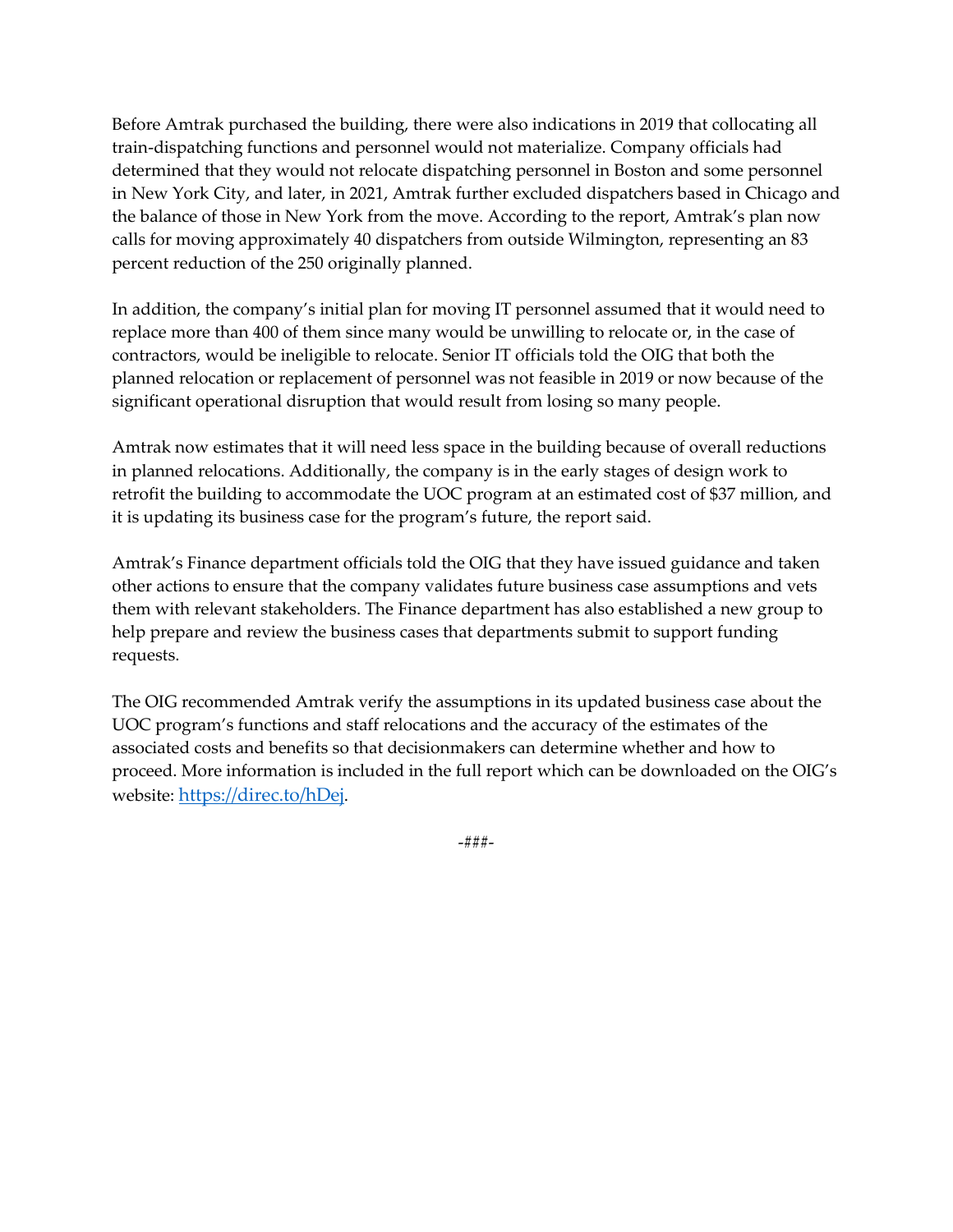Before Amtrak purchased the building, there were also indications in 2019 that collocating all train-dispatching functions and personnel would not materialize. Company officials had determined that they would not relocate dispatching personnel in Boston and some personnel in New York City, and later, in 2021, Amtrak further excluded dispatchers based in Chicago and the balance of those in New York from the move. According to the report, Amtrak's plan now calls for moving approximately 40 dispatchers from outside Wilmington, representing an 83 percent reduction of the 250 originally planned.

In addition, the company's initial plan for moving IT personnel assumed that it would need to replace more than 400 of them since many would be unwilling to relocate or, in the case of contractors, would be ineligible to relocate. Senior IT officials told the OIG that both the planned relocation or replacement of personnel was not feasible in 2019 or now because of the significant operational disruption that would result from losing so many people.

Amtrak now estimates that it will need less space in the building because of overall reductions in planned relocations. Additionally, the company is in the early stages of design work to retrofit the building to accommodate the UOC program at an estimated cost of $37 million, and it is updating its business case for the program's future, the report said.

Amtrak's Finance department officials told the OIG that they have issued guidance and taken other actions to ensure that the company validates future business case assumptions and vets them with relevant stakeholders. The Finance department has also established a new group to help prepare and review the business cases that departments submit to support funding requests.

The OIG recommended Amtrak verify the assumptions in its updated business case about the UOC program's functions and staff relocations and the accuracy of the estimates of the associated costs and benefits so that decisionmakers can determine whether and how to proceed. More information is included in the full report which can be downloaded on the OIG's website: [https://direc.to/hDej](https://direc.to/hDej).

*-###-*